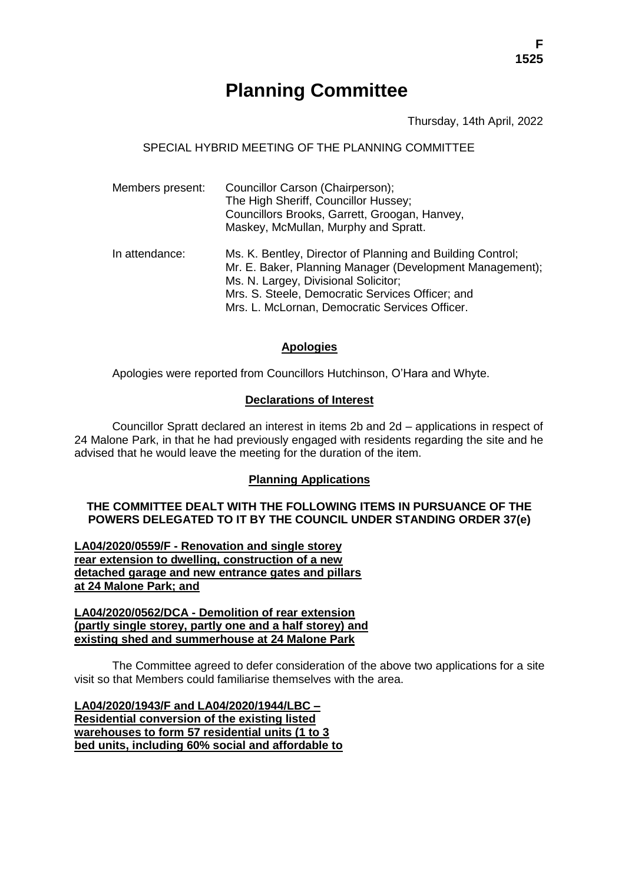# Planning Committee

Thursday, 14th April, 2022

SPECIAL HYBRID MEETING OF THE PLANNING COMMITTEE

Members present: Councillor Carson (Chairperson);
The High Sheriff, Councillor Hussey;
Councillors Brooks, Garrett, Groogan, Hanvey, Maskey, McMullan, Murphy and Spratt.

In attendance: Ms. K. Bentley, Director of Planning and Building Control;
Mr. E. Baker, Planning Manager (Development Management);
Ms. N. Largey, Divisional Solicitor;
Mrs. S. Steele, Democratic Services Officer; and
Mrs. L. McLornan, Democratic Services Officer.

## Apologies

Apologies were reported from Councillors Hutchinson, O'Hara and Whyte.

## Declarations of Interest

Councillor Spratt declared an interest in items 2b and 2d – applications in respect of 24 Malone Park, in that he had previously engaged with residents regarding the site and he advised that he would leave the meeting for the duration of the item.

## Planning Applications

**THE COMMITTEE DEALT WITH THE FOLLOWING ITEMS IN PURSUANCE OF THE POWERS DELEGATED TO IT BY THE COUNCIL UNDER STANDING ORDER 37(e)**

**LA04/2020/0559/F - Renovation and single storey rear extension to dwelling, construction of a new detached garage and new entrance gates and pillars at 24 Malone Park; and**

**LA04/2020/0562/DCA - Demolition of rear extension (partly single storey, partly one and a half storey) and existing shed and summerhouse at 24 Malone Park**

The Committee agreed to defer consideration of the above two applications for a site visit so that Members could familiarise themselves with the area.

**LA04/2020/1943/F and LA04/2020/1944/LBC – Residential conversion of the existing listed warehouses to form 57 residential units (1 to 3 bed units, including 60% social and affordable to**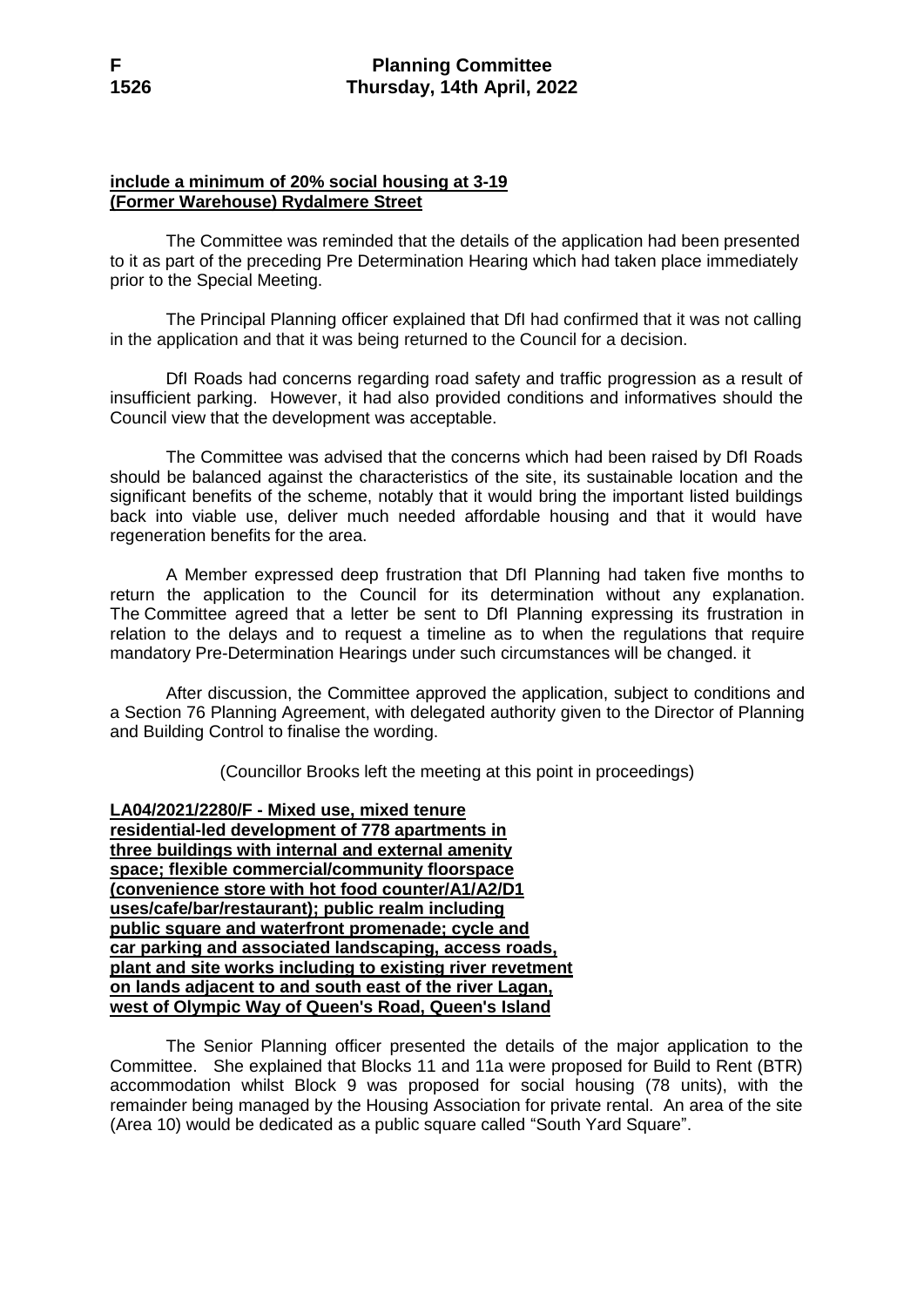**include a minimum of 20% social housing at 3-19 (Former Warehouse) Rydalmere Street**

The Committee was reminded that the details of the application had been presented to it as part of the preceding Pre Determination Hearing which had taken place immediately prior to the Special Meeting.

The Principal Planning officer explained that DfI had confirmed that it was not calling in the application and that it was being returned to the Council for a decision.

DfI Roads had concerns regarding road safety and traffic progression as a result of insufficient parking. However, it had also provided conditions and informatives should the Council view that the development was acceptable.

The Committee was advised that the concerns which had been raised by DfI Roads should be balanced against the characteristics of the site, its sustainable location and the significant benefits of the scheme, notably that it would bring the important listed buildings back into viable use, deliver much needed affordable housing and that it would have regeneration benefits for the area.

A Member expressed deep frustration that DfI Planning had taken five months to return the application to the Council for its determination without any explanation. The Committee agreed that a letter be sent to DfI Planning expressing its frustration in relation to the delays and to request a timeline as to when the regulations that require mandatory Pre-Determination Hearings under such circumstances will be changed. it

After discussion, the Committee approved the application, subject to conditions and a Section 76 Planning Agreement, with delegated authority given to the Director of Planning and Building Control to finalise the wording.

(Councillor Brooks left the meeting at this point in proceedings)

**LA04/2021/2280/F - Mixed use, mixed tenure residential-led development of 778 apartments in three buildings with internal and external amenity space; flexible commercial/community floorspace (convenience store with hot food counter/A1/A2/D1 uses/cafe/bar/restaurant); public realm including public square and waterfront promenade; cycle and car parking and associated landscaping, access roads, plant and site works including to existing river revetment on lands adjacent to and south east of the river Lagan, west of Olympic Way of Queen's Road, Queen's Island**

The Senior Planning officer presented the details of the major application to the Committee. She explained that Blocks 11 and 11a were proposed for Build to Rent (BTR) accommodation whilst Block 9 was proposed for social housing (78 units), with the remainder being managed by the Housing Association for private rental. An area of the site (Area 10) would be dedicated as a public square called "South Yard Square".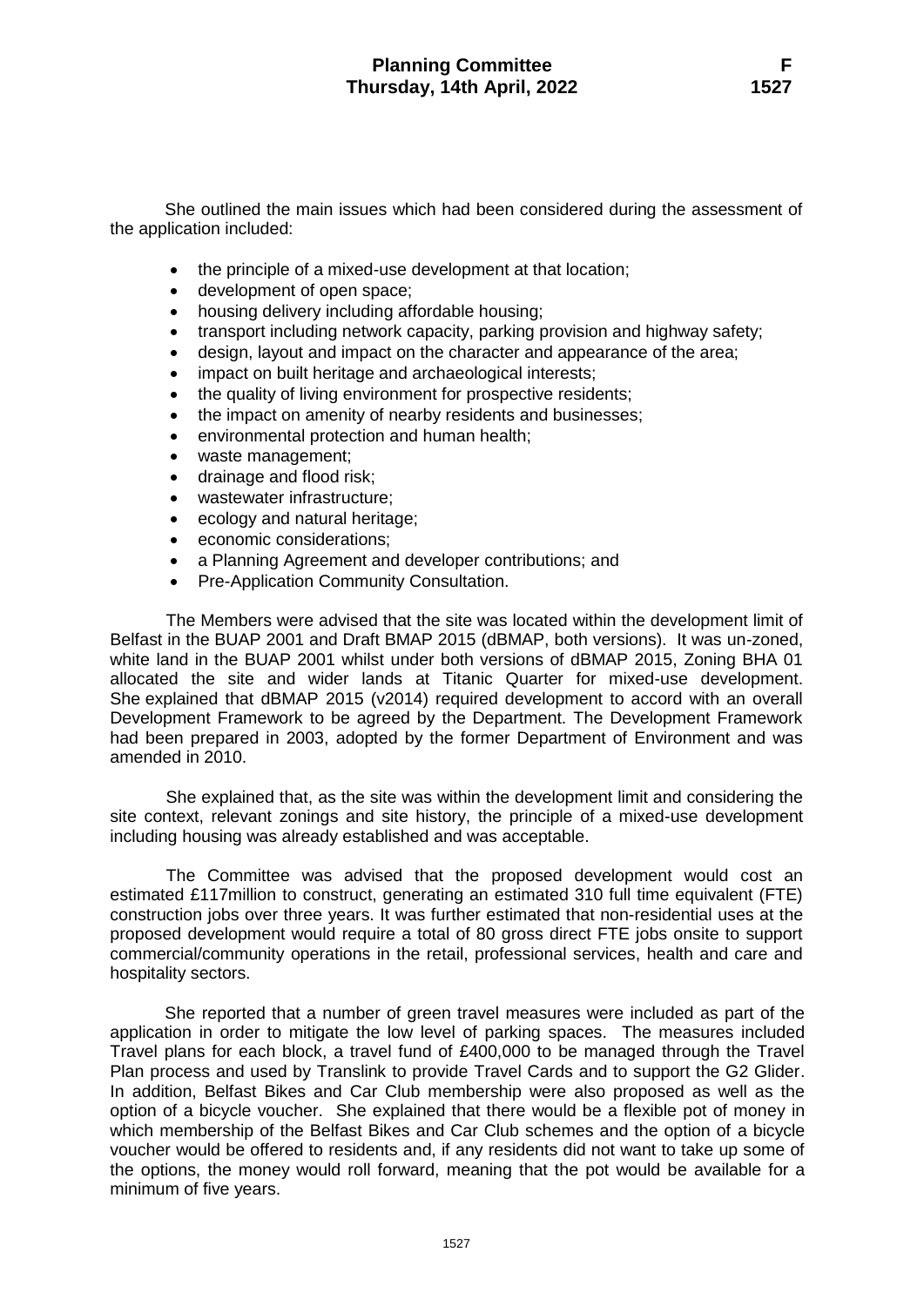She outlined the main issues which had been considered during the assessment of the application included:

- the principle of a mixed-use development at that location;
- development of open space;
- housing delivery including affordable housing;
- transport including network capacity, parking provision and highway safety;
- design, layout and impact on the character and appearance of the area;
- impact on built heritage and archaeological interests;
- the quality of living environment for prospective residents;
- the impact on amenity of nearby residents and businesses;
- environmental protection and human health;
- waste management;
- drainage and flood risk;
- wastewater infrastructure;
- ecology and natural heritage;
- economic considerations;
- a Planning Agreement and developer contributions; and
- Pre-Application Community Consultation.

The Members were advised that the site was located within the development limit of Belfast in the BUAP 2001 and Draft BMAP 2015 (dBMAP, both versions). It was un-zoned, white land in the BUAP 2001 whilst under both versions of dBMAP 2015, Zoning BHA 01 allocated the site and wider lands at Titanic Quarter for mixed-use development. She explained that dBMAP 2015 (v2014) required development to accord with an overall Development Framework to be agreed by the Department. The Development Framework had been prepared in 2003, adopted by the former Department of Environment and was amended in 2010.

She explained that, as the site was within the development limit and considering the site context, relevant zonings and site history, the principle of a mixed-use development including housing was already established and was acceptable.

The Committee was advised that the proposed development would cost an estimated £117million to construct, generating an estimated 310 full time equivalent (FTE) construction jobs over three years. It was further estimated that non-residential uses at the proposed development would require a total of 80 gross direct FTE jobs onsite to support commercial/community operations in the retail, professional services, health and care and hospitality sectors.

She reported that a number of green travel measures were included as part of the application in order to mitigate the low level of parking spaces. The measures included Travel plans for each block, a travel fund of £400,000 to be managed through the Travel Plan process and used by Translink to provide Travel Cards and to support the G2 Glider. In addition, Belfast Bikes and Car Club membership were also proposed as well as the option of a bicycle voucher. She explained that there would be a flexible pot of money in which membership of the Belfast Bikes and Car Club schemes and the option of a bicycle voucher would be offered to residents and, if any residents did not want to take up some of the options, the money would roll forward, meaning that the pot would be available for a minimum of five years.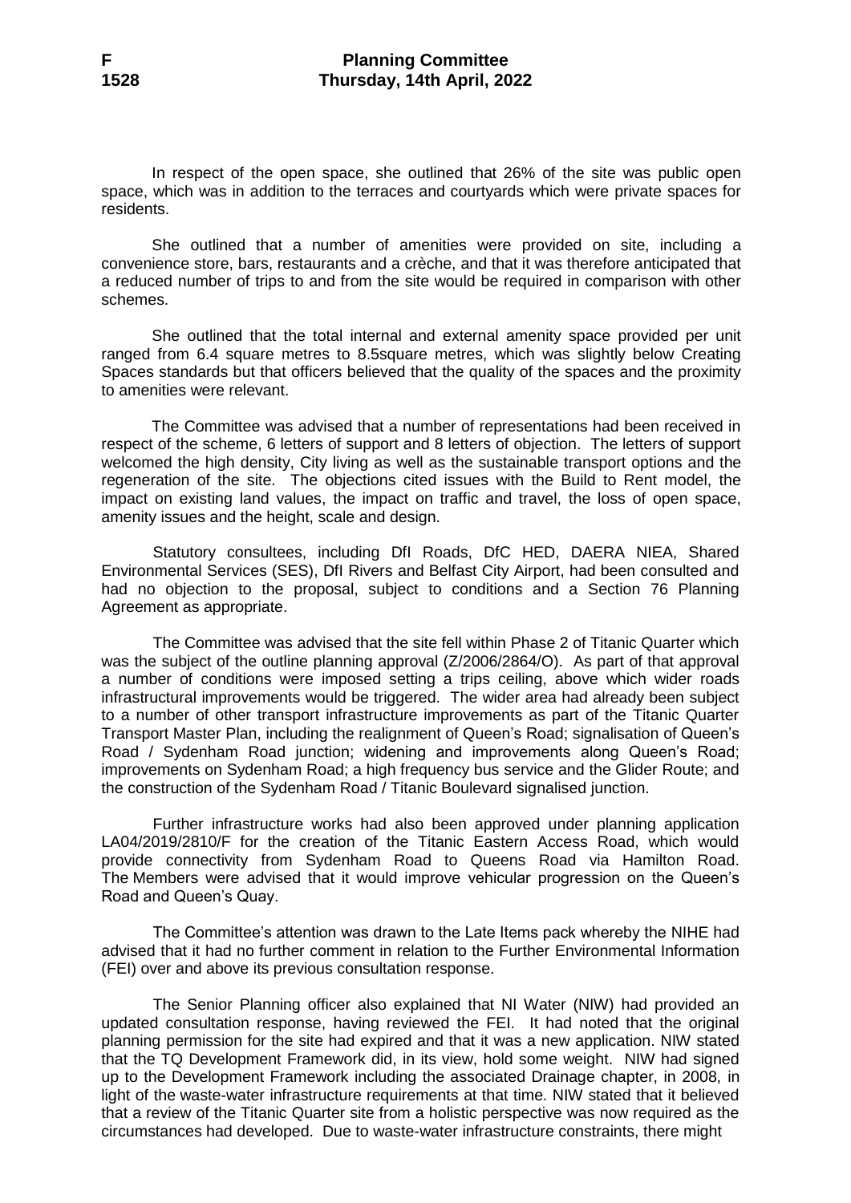In respect of the open space, she outlined that 26% of the site was public open space, which was in addition to the terraces and courtyards which were private spaces for residents.

She outlined that a number of amenities were provided on site, including a convenience store, bars, restaurants and a crèche, and that it was therefore anticipated that a reduced number of trips to and from the site would be required in comparison with other schemes.

She outlined that the total internal and external amenity space provided per unit ranged from 6.4 square metres to 8.5square metres, which was slightly below Creating Spaces standards but that officers believed that the quality of the spaces and the proximity to amenities were relevant.

The Committee was advised that a number of representations had been received in respect of the scheme, 6 letters of support and 8 letters of objection. The letters of support welcomed the high density, City living as well as the sustainable transport options and the regeneration of the site. The objections cited issues with the Build to Rent model, the impact on existing land values, the impact on traffic and travel, the loss of open space, amenity issues and the height, scale and design.

Statutory consultees, including DfI Roads, DfC HED, DAERA NIEA, Shared Environmental Services (SES), DfI Rivers and Belfast City Airport, had been consulted and had no objection to the proposal, subject to conditions and a Section 76 Planning Agreement as appropriate.

The Committee was advised that the site fell within Phase 2 of Titanic Quarter which was the subject of the outline planning approval (Z/2006/2864/O). As part of that approval a number of conditions were imposed setting a trips ceiling, above which wider roads infrastructural improvements would be triggered. The wider area had already been subject to a number of other transport infrastructure improvements as part of the Titanic Quarter Transport Master Plan, including the realignment of Queen's Road; signalisation of Queen's Road / Sydenham Road junction; widening and improvements along Queen's Road; improvements on Sydenham Road; a high frequency bus service and the Glider Route; and the construction of the Sydenham Road / Titanic Boulevard signalised junction.

Further infrastructure works had also been approved under planning application LA04/2019/2810/F for the creation of the Titanic Eastern Access Road, which would provide connectivity from Sydenham Road to Queens Road via Hamilton Road. The Members were advised that it would improve vehicular progression on the Queen's Road and Queen's Quay.

The Committee's attention was drawn to the Late Items pack whereby the NIHE had advised that it had no further comment in relation to the Further Environmental Information (FEI) over and above its previous consultation response.

The Senior Planning officer also explained that NI Water (NIW) had provided an updated consultation response, having reviewed the FEI. It had noted that the original planning permission for the site had expired and that it was a new application. NIW stated that the TQ Development Framework did, in its view, hold some weight. NIW had signed up to the Development Framework including the associated Drainage chapter, in 2008, in light of the waste-water infrastructure requirements at that time. NIW stated that it believed that a review of the Titanic Quarter site from a holistic perspective was now required as the circumstances had developed. Due to waste-water infrastructure constraints, there might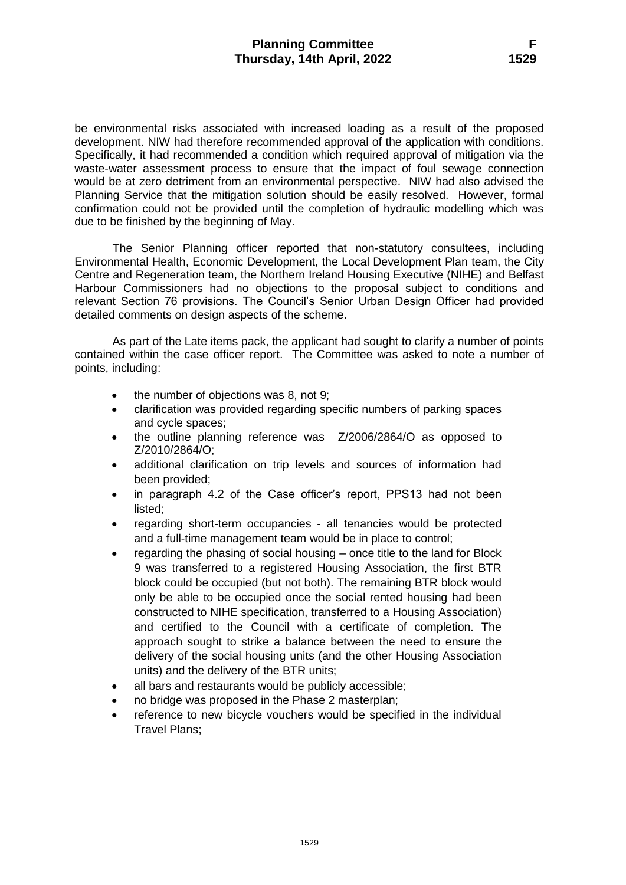be environmental risks associated with increased loading as a result of the proposed development. NIW had therefore recommended approval of the application with conditions. Specifically, it had recommended a condition which required approval of mitigation via the waste-water assessment process to ensure that the impact of foul sewage connection would be at zero detriment from an environmental perspective. NIW had also advised the Planning Service that the mitigation solution should be easily resolved. However, formal confirmation could not be provided until the completion of hydraulic modelling which was due to be finished by the beginning of May.

The Senior Planning officer reported that non-statutory consultees, including Environmental Health, Economic Development, the Local Development Plan team, the City Centre and Regeneration team, the Northern Ireland Housing Executive (NIHE) and Belfast Harbour Commissioners had no objections to the proposal subject to conditions and relevant Section 76 provisions. The Council's Senior Urban Design Officer had provided detailed comments on design aspects of the scheme.

As part of the Late items pack, the applicant had sought to clarify a number of points contained within the case officer report. The Committee was asked to note a number of points, including:

- the number of objections was 8, not 9;
- clarification was provided regarding specific numbers of parking spaces and cycle spaces;
- the outline planning reference was Z/2006/2864/O as opposed to Z/2010/2864/O;
- additional clarification on trip levels and sources of information had been provided;
- in paragraph 4.2 of the Case officer's report, PPS13 had not been listed;
- regarding short-term occupancies - all tenancies would be protected and a full-time management team would be in place to control;
- regarding the phasing of social housing – once title to the land for Block 9 was transferred to a registered Housing Association, the first BTR block could be occupied (but not both). The remaining BTR block would only be able to be occupied once the social rented housing had been constructed to NIHE specification, transferred to a Housing Association) and certified to the Council with a certificate of completion. The approach sought to strike a balance between the need to ensure the delivery of the social housing units (and the other Housing Association units) and the delivery of the BTR units;
- all bars and restaurants would be publicly accessible;
- no bridge was proposed in the Phase 2 masterplan;
- reference to new bicycle vouchers would be specified in the individual Travel Plans;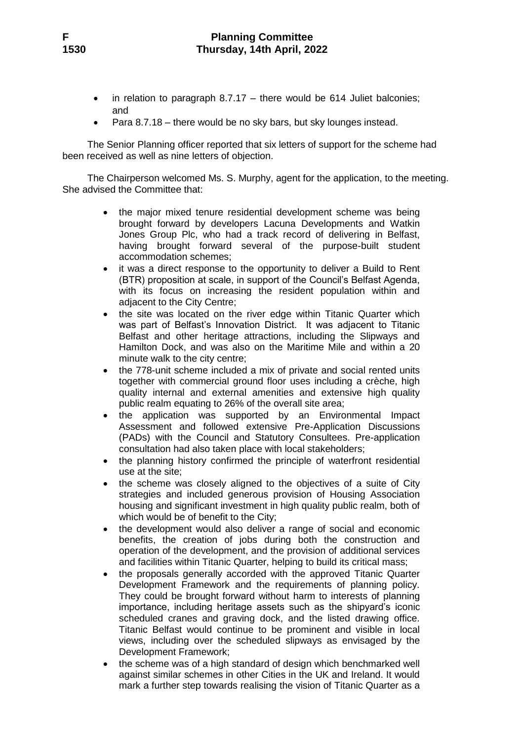- in relation to paragraph 8.7.17 – there would be 614 Juliet balconies; and
- Para 8.7.18 – there would be no sky bars, but sky lounges instead.

The Senior Planning officer reported that six letters of support for the scheme had been received as well as nine letters of objection.

The Chairperson welcomed Ms. S. Murphy, agent for the application, to the meeting. She advised the Committee that:

- the major mixed tenure residential development scheme was being brought forward by developers Lacuna Developments and Watkin Jones Group Plc, who had a track record of delivering in Belfast, having brought forward several of the purpose-built student accommodation schemes;
- it was a direct response to the opportunity to deliver a Build to Rent (BTR) proposition at scale, in support of the Council's Belfast Agenda, with its focus on increasing the resident population within and adjacent to the City Centre;
- the site was located on the river edge within Titanic Quarter which was part of Belfast's Innovation District. It was adjacent to Titanic Belfast and other heritage attractions, including the Slipways and Hamilton Dock, and was also on the Maritime Mile and within a 20 minute walk to the city centre;
- the 778-unit scheme included a mix of private and social rented units together with commercial ground floor uses including a crèche, high quality internal and external amenities and extensive high quality public realm equating to 26% of the overall site area;
- the application was supported by an Environmental Impact Assessment and followed extensive Pre-Application Discussions (PADs) with the Council and Statutory Consultees. Pre-application consultation had also taken place with local stakeholders;
- the planning history confirmed the principle of waterfront residential use at the site;
- the scheme was closely aligned to the objectives of a suite of City strategies and included generous provision of Housing Association housing and significant investment in high quality public realm, both of which would be of benefit to the City;
- the development would also deliver a range of social and economic benefits, the creation of jobs during both the construction and operation of the development, and the provision of additional services and facilities within Titanic Quarter, helping to build its critical mass;
- the proposals generally accorded with the approved Titanic Quarter Development Framework and the requirements of planning policy. They could be brought forward without harm to interests of planning importance, including heritage assets such as the shipyard's iconic scheduled cranes and graving dock, and the listed drawing office. Titanic Belfast would continue to be prominent and visible in local views, including over the scheduled slipways as envisaged by the Development Framework;
- the scheme was of a high standard of design which benchmarked well against similar schemes in other Cities in the UK and Ireland. It would mark a further step towards realising the vision of Titanic Quarter as a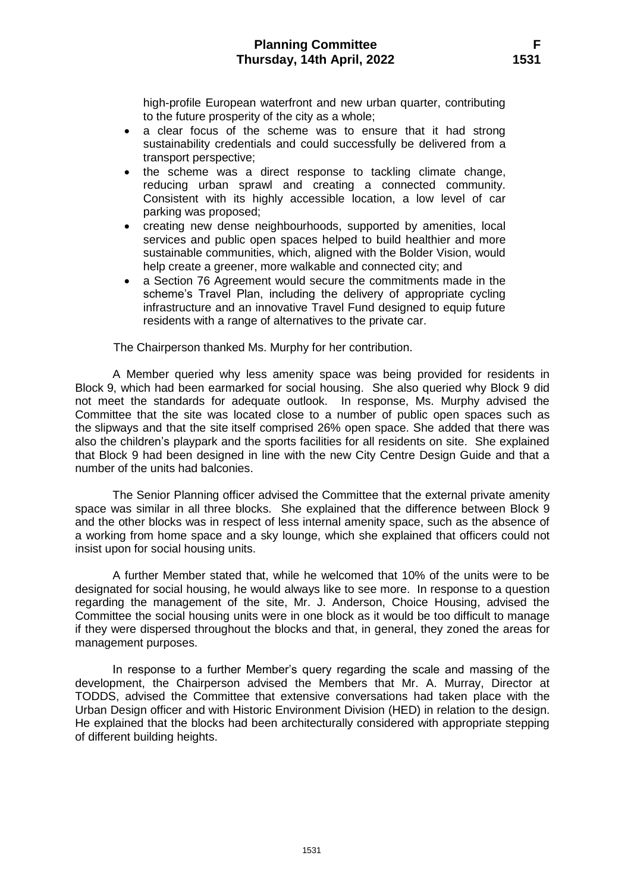high-profile European waterfront and new urban quarter, contributing to the future prosperity of the city as a whole;

- a clear focus of the scheme was to ensure that it had strong sustainability credentials and could successfully be delivered from a transport perspective;
- the scheme was a direct response to tackling climate change, reducing urban sprawl and creating a connected community. Consistent with its highly accessible location, a low level of car parking was proposed;
- creating new dense neighbourhoods, supported by amenities, local services and public open spaces helped to build healthier and more sustainable communities, which, aligned with the Bolder Vision, would help create a greener, more walkable and connected city; and
- a Section 76 Agreement would secure the commitments made in the scheme's Travel Plan, including the delivery of appropriate cycling infrastructure and an innovative Travel Fund designed to equip future residents with a range of alternatives to the private car.

The Chairperson thanked Ms. Murphy for her contribution.

A Member queried why less amenity space was being provided for residents in Block 9, which had been earmarked for social housing. She also queried why Block 9 did not meet the standards for adequate outlook. In response, Ms. Murphy advised the Committee that the site was located close to a number of public open spaces such as the slipways and that the site itself comprised 26% open space. She added that there was also the children's playpark and the sports facilities for all residents on site. She explained that Block 9 had been designed in line with the new City Centre Design Guide and that a number of the units had balconies.

The Senior Planning officer advised the Committee that the external private amenity space was similar in all three blocks. She explained that the difference between Block 9 and the other blocks was in respect of less internal amenity space, such as the absence of a working from home space and a sky lounge, which she explained that officers could not insist upon for social housing units.

A further Member stated that, while he welcomed that 10% of the units were to be designated for social housing, he would always like to see more. In response to a question regarding the management of the site, Mr. J. Anderson, Choice Housing, advised the Committee the social housing units were in one block as it would be too difficult to manage if they were dispersed throughout the blocks and that, in general, they zoned the areas for management purposes.

In response to a further Member's query regarding the scale and massing of the development, the Chairperson advised the Members that Mr. A. Murray, Director at TODDS, advised the Committee that extensive conversations had taken place with the Urban Design officer and with Historic Environment Division (HED) in relation to the design. He explained that the blocks had been architecturally considered with appropriate stepping of different building heights.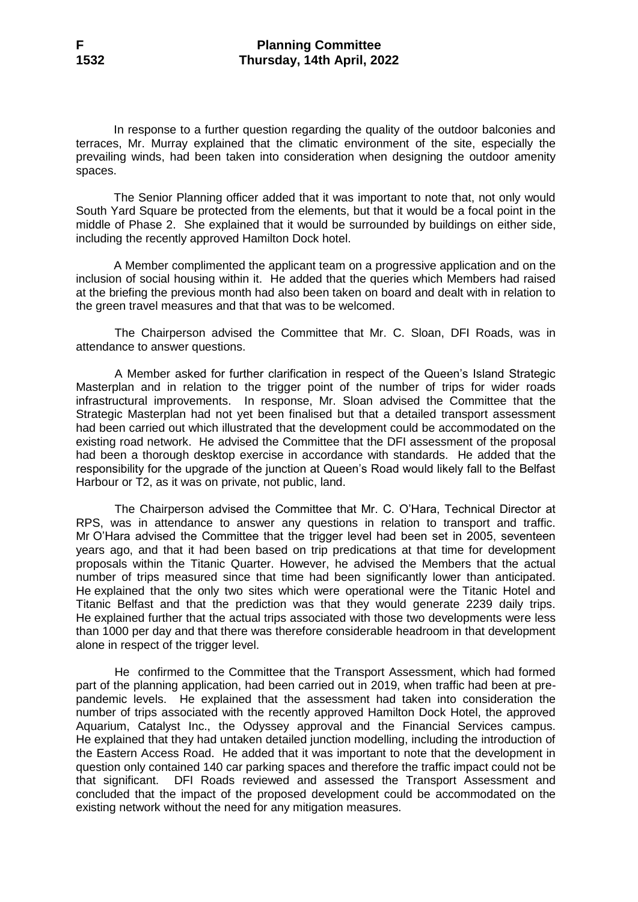In response to a further question regarding the quality of the outdoor balconies and terraces, Mr. Murray explained that the climatic environment of the site, especially the prevailing winds, had been taken into consideration when designing the outdoor amenity spaces.

The Senior Planning officer added that it was important to note that, not only would South Yard Square be protected from the elements, but that it would be a focal point in the middle of Phase 2. She explained that it would be surrounded by buildings on either side, including the recently approved Hamilton Dock hotel.

A Member complimented the applicant team on a progressive application and on the inclusion of social housing within it. He added that the queries which Members had raised at the briefing the previous month had also been taken on board and dealt with in relation to the green travel measures and that that was to be welcomed.

The Chairperson advised the Committee that Mr. C. Sloan, DFI Roads, was in attendance to answer questions.

A Member asked for further clarification in respect of the Queen's Island Strategic Masterplan and in relation to the trigger point of the number of trips for wider roads infrastructural improvements. In response, Mr. Sloan advised the Committee that the Strategic Masterplan had not yet been finalised but that a detailed transport assessment had been carried out which illustrated that the development could be accommodated on the existing road network. He advised the Committee that the DFI assessment of the proposal had been a thorough desktop exercise in accordance with standards. He added that the responsibility for the upgrade of the junction at Queen's Road would likely fall to the Belfast Harbour or T2, as it was on private, not public, land.

The Chairperson advised the Committee that Mr. C. O'Hara, Technical Director at RPS, was in attendance to answer any questions in relation to transport and traffic. Mr O'Hara advised the Committee that the trigger level had been set in 2005, seventeen years ago, and that it had been based on trip predications at that time for development proposals within the Titanic Quarter. However, he advised the Members that the actual number of trips measured since that time had been significantly lower than anticipated. He explained that the only two sites which were operational were the Titanic Hotel and Titanic Belfast and that the prediction was that they would generate 2239 daily trips. He explained further that the actual trips associated with those two developments were less than 1000 per day and that there was therefore considerable headroom in that development alone in respect of the trigger level.

He confirmed to the Committee that the Transport Assessment, which had formed part of the planning application, had been carried out in 2019, when traffic had been at pre-pandemic levels. He explained that the assessment had taken into consideration the number of trips associated with the recently approved Hamilton Dock Hotel, the approved Aquarium, Catalyst Inc., the Odyssey approval and the Financial Services campus. He explained that they had untaken detailed junction modelling, including the introduction of the Eastern Access Road. He added that it was important to note that the development in question only contained 140 car parking spaces and therefore the traffic impact could not be that significant. DFI Roads reviewed and assessed the Transport Assessment and concluded that the impact of the proposed development could be accommodated on the existing network without the need for any mitigation measures.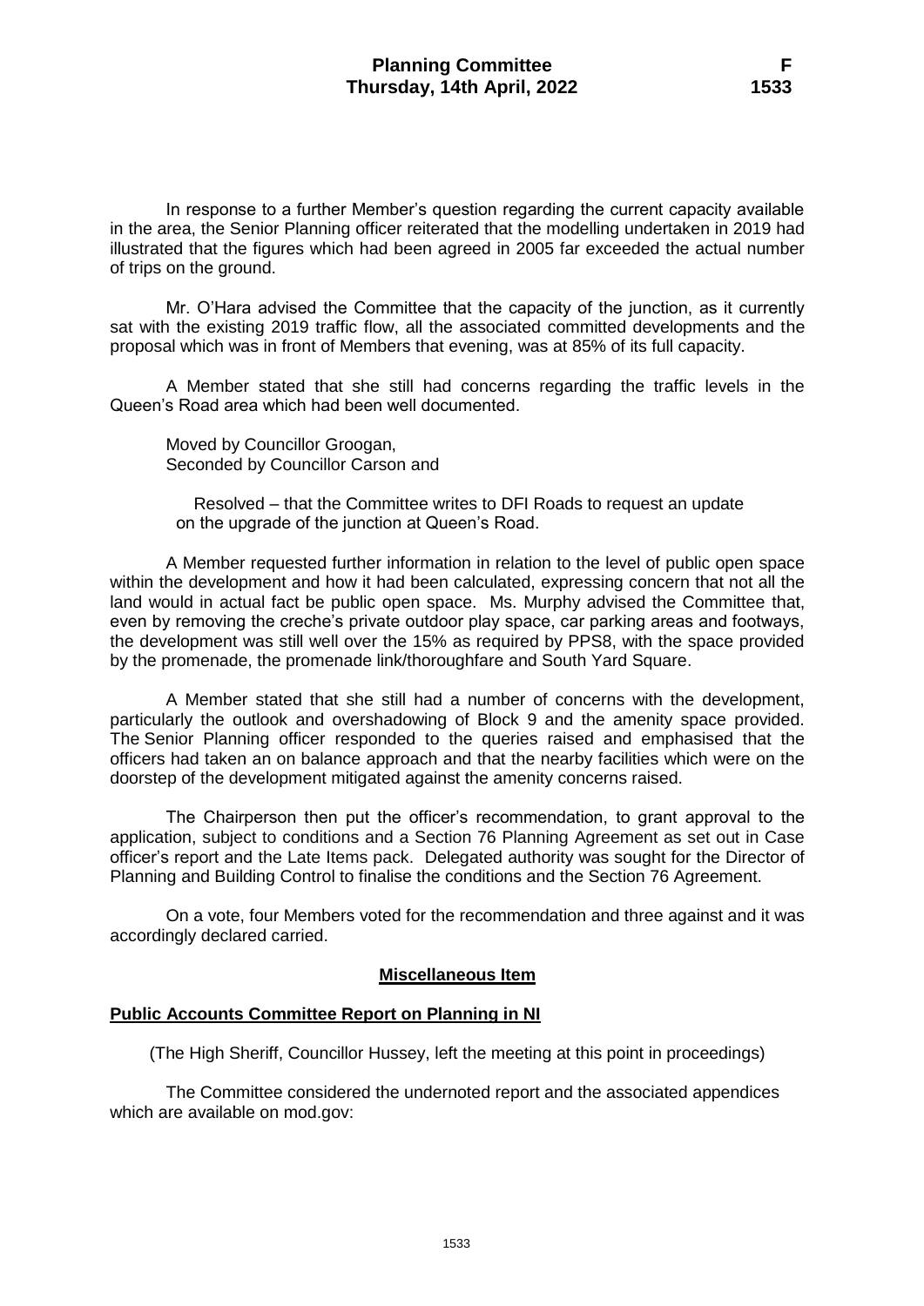In response to a further Member's question regarding the current capacity available in the area, the Senior Planning officer reiterated that the modelling undertaken in 2019 had illustrated that the figures which had been agreed in 2005 far exceeded the actual number of trips on the ground.

Mr. O'Hara advised the Committee that the capacity of the junction, as it currently sat with the existing 2019 traffic flow, all the associated committed developments and the proposal which was in front of Members that evening, was at 85% of its full capacity.

A Member stated that she still had concerns regarding the traffic levels in the Queen's Road area which had been well documented.

Moved by Councillor Groogan,
Seconded by Councillor Carson and

> Resolved – that the Committee writes to DFI Roads to request an update on the upgrade of the junction at Queen's Road.

A Member requested further information in relation to the level of public open space within the development and how it had been calculated, expressing concern that not all the land would in actual fact be public open space. Ms. Murphy advised the Committee that, even by removing the creche's private outdoor play space, car parking areas and footways, the development was still well over the 15% as required by PPS8, with the space provided by the promenade, the promenade link/thoroughfare and South Yard Square.

A Member stated that she still had a number of concerns with the development, particularly the outlook and overshadowing of Block 9 and the amenity space provided. The Senior Planning officer responded to the queries raised and emphasised that the officers had taken an on balance approach and that the nearby facilities which were on the doorstep of the development mitigated against the amenity concerns raised.

The Chairperson then put the officer's recommendation, to grant approval to the application, subject to conditions and a Section 76 Planning Agreement as set out in Case officer's report and the Late Items pack. Delegated authority was sought for the Director of Planning and Building Control to finalise the conditions and the Section 76 Agreement.

On a vote, four Members voted for the recommendation and three against and it was accordingly declared carried.

## Miscellaneous Item

### Public Accounts Committee Report on Planning in NI

(The High Sheriff, Councillor Hussey, left the meeting at this point in proceedings)

The Committee considered the undernoted report and the associated appendices which are available on mod.gov: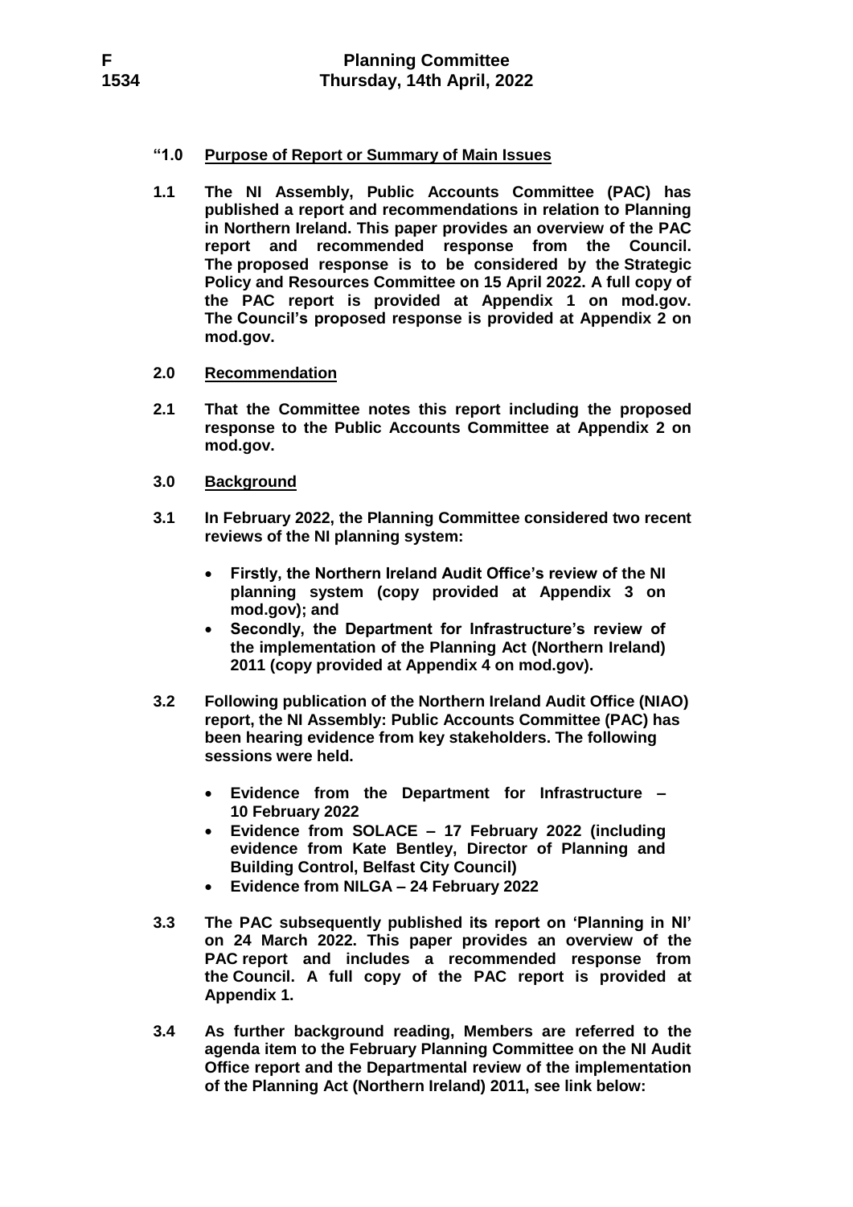**"1.0 Purpose of Report or Summary of Main Issues**

**1.1 The NI Assembly, Public Accounts Committee (PAC) has published a report and recommendations in relation to Planning in Northern Ireland. This paper provides an overview of the PAC report and recommended response from the Council. The proposed response is to be considered by the Strategic Policy and Resources Committee on 15 April 2022. A full copy of the PAC report is provided at Appendix 1 on mod.gov. The Council's proposed response is provided at Appendix 2 on mod.gov.**

**2.0 Recommendation**

**2.1 That the Committee notes this report including the proposed response to the Public Accounts Committee at Appendix 2 on mod.gov.**

**3.0 Background**

**3.1 In February 2022, the Planning Committee considered two recent reviews of the NI planning system:**

- **Firstly, the Northern Ireland Audit Office's review of the NI planning system (copy provided at Appendix 3 on mod.gov); and**
- **Secondly, the Department for Infrastructure's review of the implementation of the Planning Act (Northern Ireland) 2011 (copy provided at Appendix 4 on mod.gov).**

**3.2 Following publication of the Northern Ireland Audit Office (NIAO) report, the NI Assembly: Public Accounts Committee (PAC) has been hearing evidence from key stakeholders. The following sessions were held.**

- **Evidence from the Department for Infrastructure – 10 February 2022**
- **Evidence from SOLACE – 17 February 2022 (including evidence from Kate Bentley, Director of Planning and Building Control, Belfast City Council)**
- **Evidence from NILGA – 24 February 2022**

**3.3 The PAC subsequently published its report on 'Planning in NI' on 24 March 2022. This paper provides an overview of the PAC report and includes a recommended response from the Council. A full copy of the PAC report is provided at Appendix 1.**

**3.4 As further background reading, Members are referred to the agenda item to the February Planning Committee on the NI Audit Office report and the Departmental review of the implementation of the Planning Act (Northern Ireland) 2011, see link below:**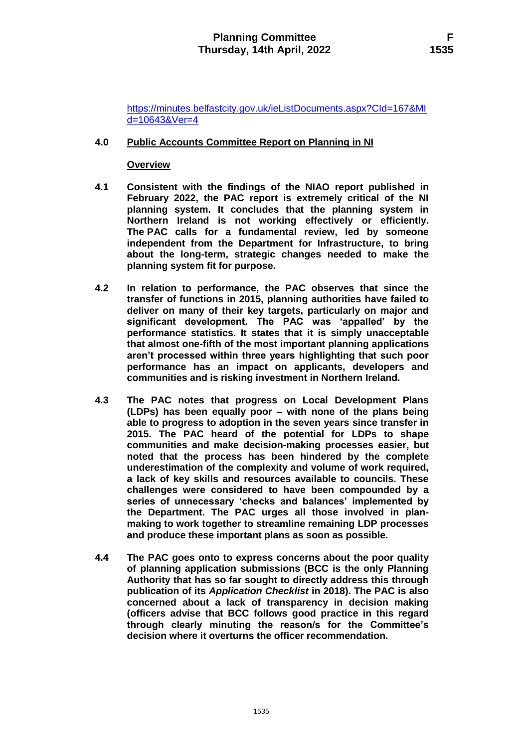https://minutes.belfastcity.gov.uk/ieListDocuments.aspx?CId=167&MId=10643&Ver=4

**4.0 Public Accounts Committee Report on Planning in NI**

**Overview**

**4.1** **Consistent with the findings of the NIAO report published in February 2022, the PAC report is extremely critical of the NI planning system. It concludes that the planning system in Northern Ireland is not working effectively or efficiently. The PAC calls for a fundamental review, led by someone independent from the Department for Infrastructure, to bring about the long-term, strategic changes needed to make the planning system fit for purpose.**

**4.2** **In relation to performance, the PAC observes that since the transfer of functions in 2015, planning authorities have failed to deliver on many of their key targets, particularly on major and significant development. The PAC was 'appalled' by the performance statistics. It states that it is simply unacceptable that almost one-fifth of the most important planning applications aren't processed within three years highlighting that such poor performance has an impact on applicants, developers and communities and is risking investment in Northern Ireland.**

**4.3** **The PAC notes that progress on Local Development Plans (LDPs) has been equally poor – with none of the plans being able to progress to adoption in the seven years since transfer in 2015. The PAC heard of the potential for LDPs to shape communities and make decision-making processes easier, but noted that the process has been hindered by the complete underestimation of the complexity and volume of work required, a lack of key skills and resources available to councils. These challenges were considered to have been compounded by a series of unnecessary 'checks and balances' implemented by the Department. The PAC urges all those involved in plan-making to work together to streamline remaining LDP processes and produce these important plans as soon as possible.**

**4.4** **The PAC goes onto to express concerns about the poor quality of planning application submissions (BCC is the only Planning Authority that has so far sought to directly address this through publication of its *Application Checklist* in 2018). The PAC is also concerned about a lack of transparency in decision making (officers advise that BCC follows good practice in this regard through clearly minuting the reason/s for the Committee's decision where it overturns the officer recommendation.**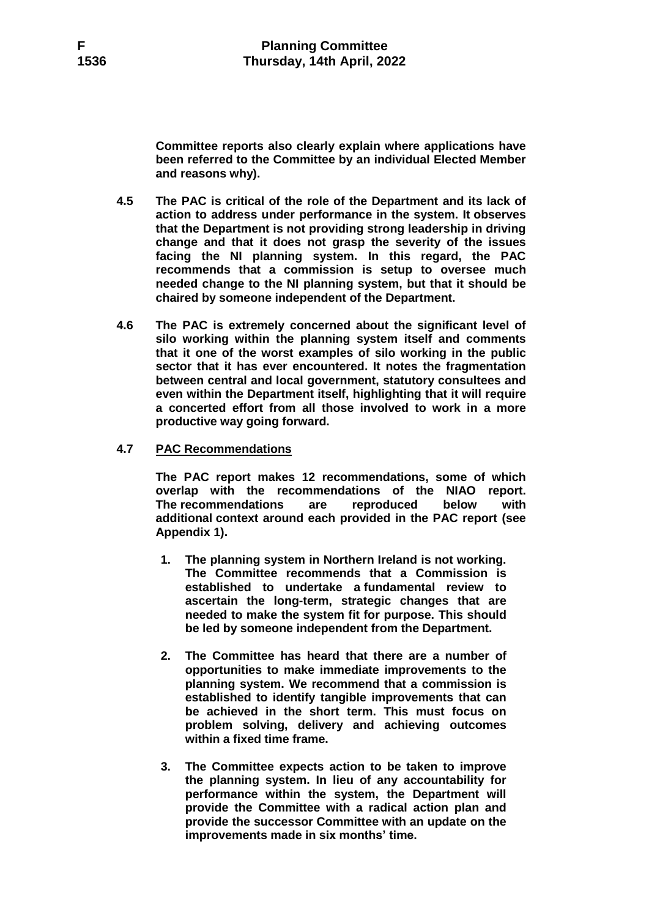**Committee reports also clearly explain where applications have been referred to the Committee by an individual Elected Member and reasons why).**

**4.5 The PAC is critical of the role of the Department and its lack of action to address under performance in the system. It observes that the Department is not providing strong leadership in driving change and that it does not grasp the severity of the issues facing the NI planning system. In this regard, the PAC recommends that a commission is setup to oversee much needed change to the NI planning system, but that it should be chaired by someone independent of the Department.**

**4.6 The PAC is extremely concerned about the significant level of silo working within the planning system itself and comments that it one of the worst examples of silo working in the public sector that it has ever encountered. It notes the fragmentation between central and local government, statutory consultees and even within the Department itself, highlighting that it will require a concerted effort from all those involved to work in a more productive way going forward.**

**4.7 <u>PAC Recommendations</u>**

**The PAC report makes 12 recommendations, some of which overlap with the recommendations of the NIAO report. The recommendations are reproduced below with additional context around each provided in the PAC report (see Appendix 1).**

1. **The planning system in Northern Ireland is not working. The Committee recommends that a Commission is established to undertake a fundamental review to ascertain the long-term, strategic changes that are needed to make the system fit for purpose. This should be led by someone independent from the Department.**

2. **The Committee has heard that there are a number of opportunities to make immediate improvements to the planning system. We recommend that a commission is established to identify tangible improvements that can be achieved in the short term. This must focus on problem solving, delivery and achieving outcomes within a fixed time frame.**

3. **The Committee expects action to be taken to improve the planning system. In lieu of any accountability for performance within the system, the Department will provide the Committee with a radical action plan and provide the successor Committee with an update on the improvements made in six months' time.**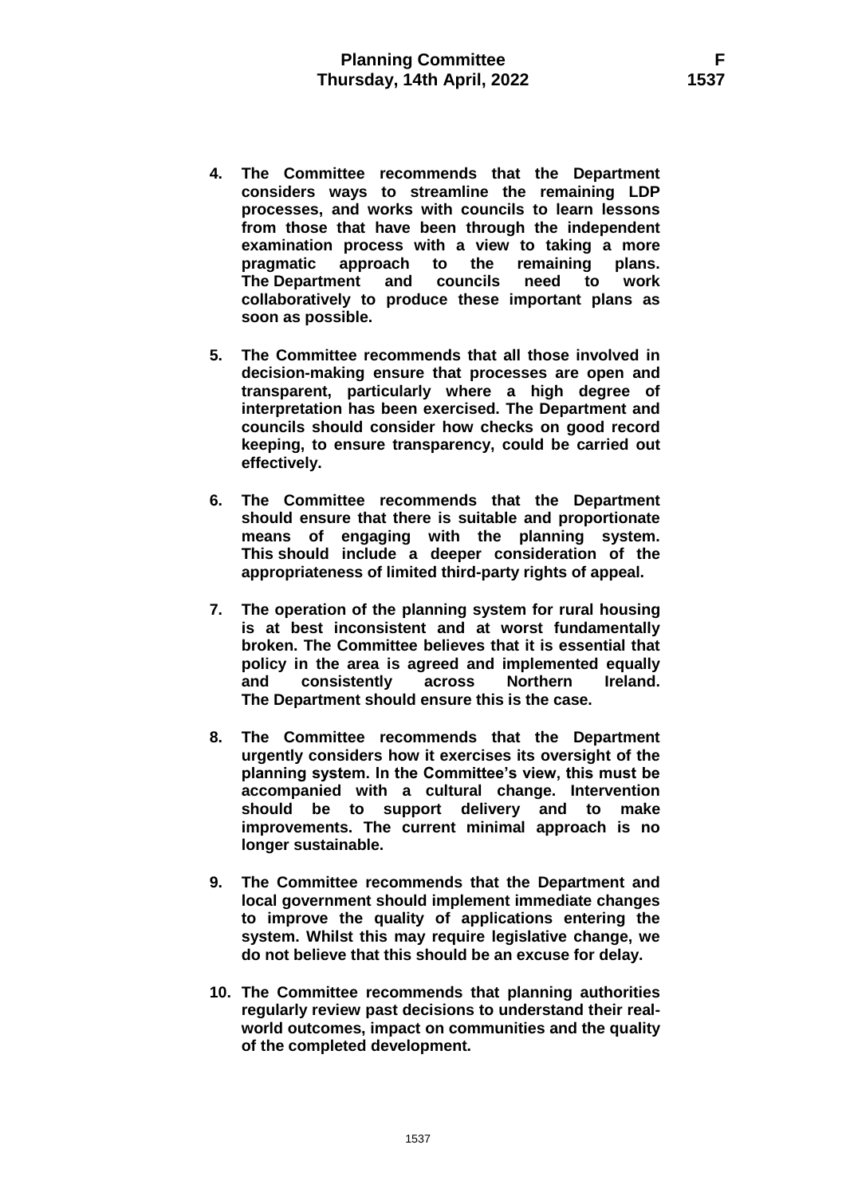4. **The Committee recommends that the Department considers ways to streamline the remaining LDP processes, and works with councils to learn lessons from those that have been through the independent examination process with a view to taking a more pragmatic approach to the remaining plans. The Department and councils need to work collaboratively to produce these important plans as soon as possible.**

5. **The Committee recommends that all those involved in decision-making ensure that processes are open and transparent, particularly where a high degree of interpretation has been exercised. The Department and councils should consider how checks on good record keeping, to ensure transparency, could be carried out effectively.**

6. **The Committee recommends that the Department should ensure that there is suitable and proportionate means of engaging with the planning system. This should include a deeper consideration of the appropriateness of limited third-party rights of appeal.**

7. **The operation of the planning system for rural housing is at best inconsistent and at worst fundamentally broken. The Committee believes that it is essential that policy in the area is agreed and implemented equally and consistently across Northern Ireland. The Department should ensure this is the case.**

8. **The Committee recommends that the Department urgently considers how it exercises its oversight of the planning system. In the Committee's view, this must be accompanied with a cultural change. Intervention should be to support delivery and to make improvements. The current minimal approach is no longer sustainable.**

9. **The Committee recommends that the Department and local government should implement immediate changes to improve the quality of applications entering the system. Whilst this may require legislative change, we do not believe that this should be an excuse for delay.**

10. **The Committee recommends that planning authorities regularly review past decisions to understand their real-world outcomes, impact on communities and the quality of the completed development.**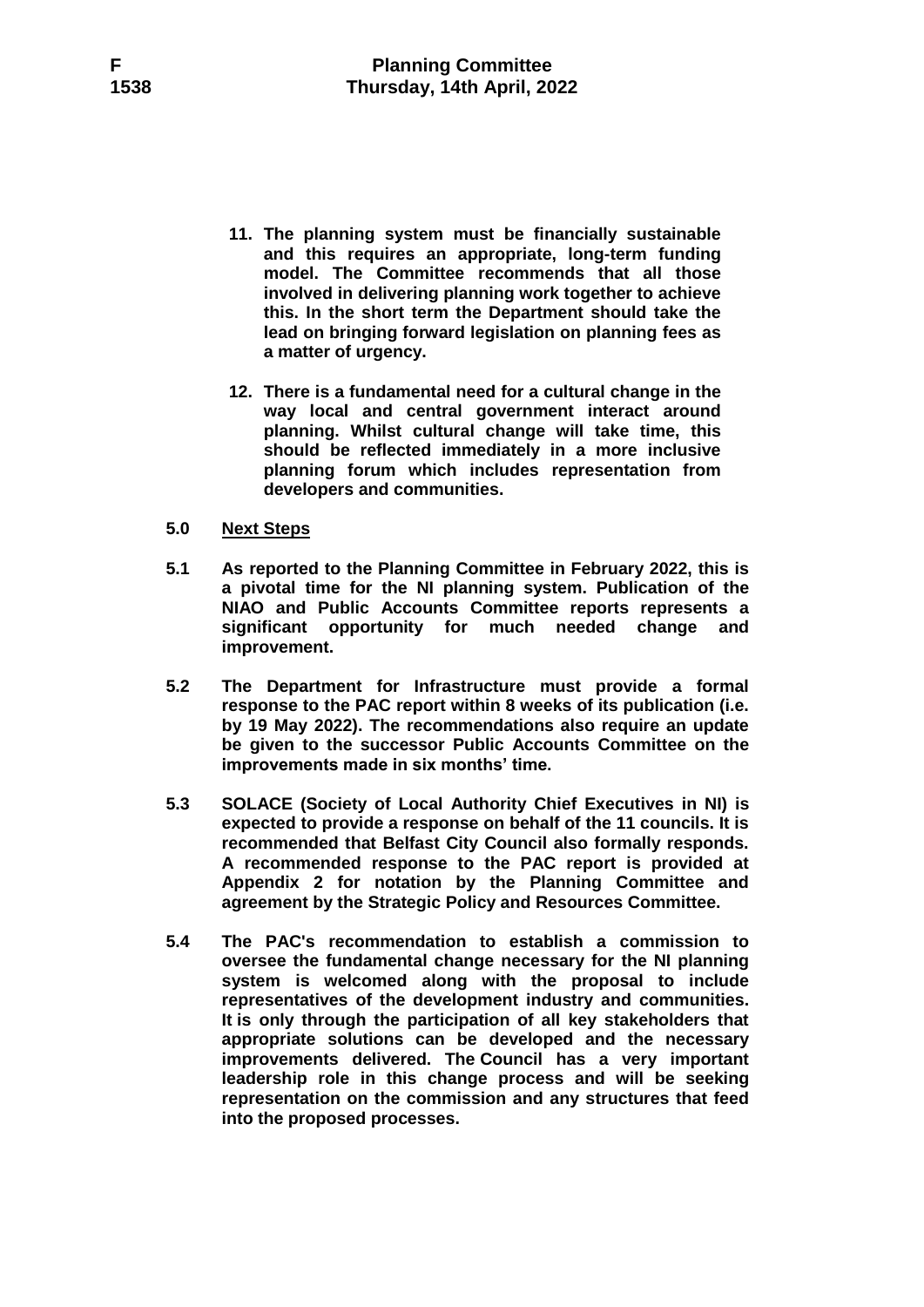**11. The planning system must be financially sustainable and this requires an appropriate, long-term funding model. The Committee recommends that all those involved in delivering planning work together to achieve this. In the short term the Department should take the lead on bringing forward legislation on planning fees as a matter of urgency.**

**12. There is a fundamental need for a cultural change in the way local and central government interact around planning. Whilst cultural change will take time, this should be reflected immediately in a more inclusive planning forum which includes representation from developers and communities.**

**5.0 Next Steps**

**5.1 As reported to the Planning Committee in February 2022, this is a pivotal time for the NI planning system. Publication of the NIAO and Public Accounts Committee reports represents a significant opportunity for much needed change and improvement.**

**5.2 The Department for Infrastructure must provide a formal response to the PAC report within 8 weeks of its publication (i.e. by 19 May 2022). The recommendations also require an update be given to the successor Public Accounts Committee on the improvements made in six months' time.**

**5.3 SOLACE (Society of Local Authority Chief Executives in NI) is expected to provide a response on behalf of the 11 councils. It is recommended that Belfast City Council also formally responds. A recommended response to the PAC report is provided at Appendix 2 for notation by the Planning Committee and agreement by the Strategic Policy and Resources Committee.**

**5.4 The PAC's recommendation to establish a commission to oversee the fundamental change necessary for the NI planning system is welcomed along with the proposal to include representatives of the development industry and communities. It is only through the participation of all key stakeholders that appropriate solutions can be developed and the necessary improvements delivered. The Council has a very important leadership role in this change process and will be seeking representation on the commission and any structures that feed into the proposed processes.**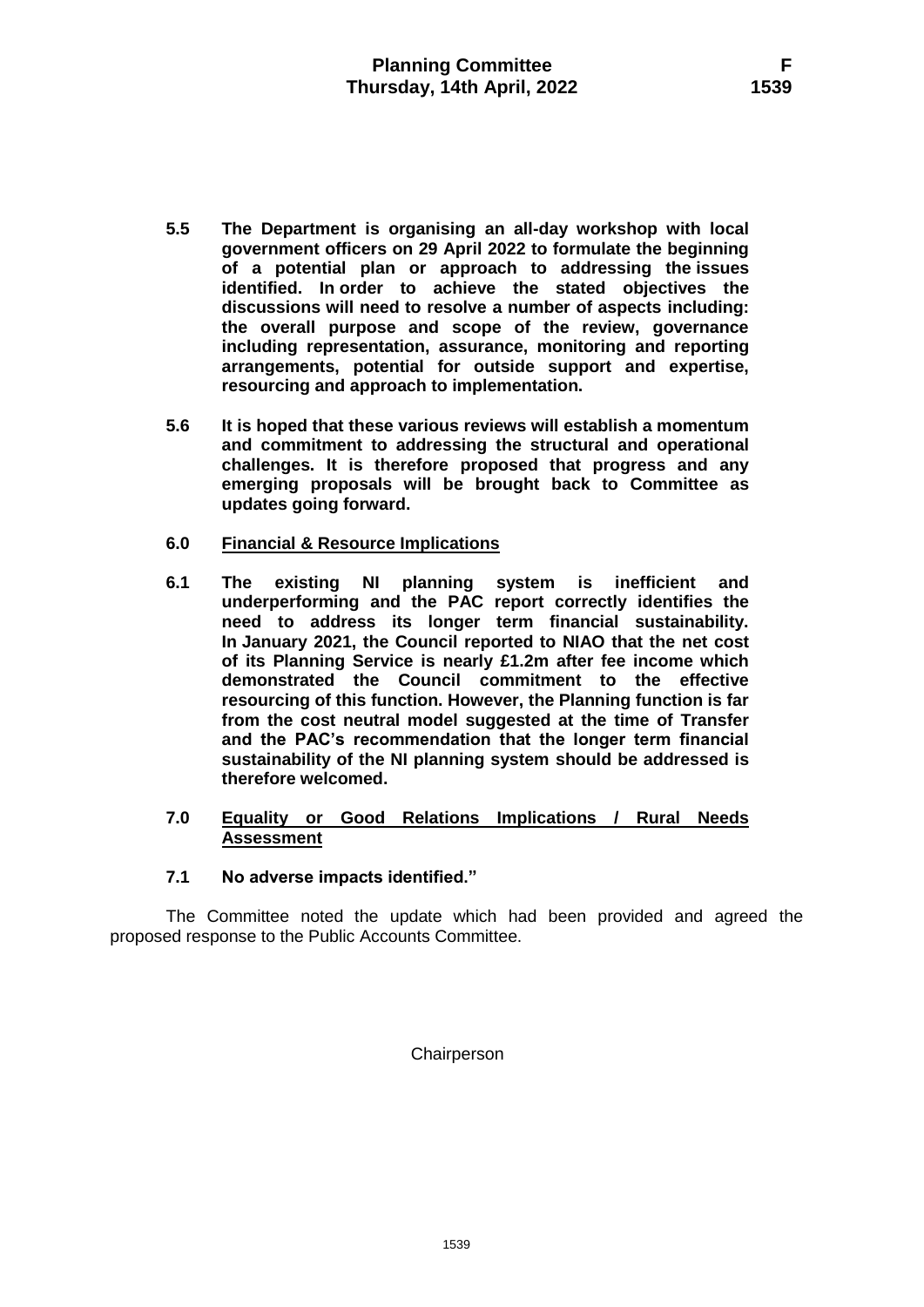**5.5 The Department is organising an all-day workshop with local government officers on 29 April 2022 to formulate the beginning of a potential plan or approach to addressing the issues identified. In order to achieve the stated objectives the discussions will need to resolve a number of aspects including: the overall purpose and scope of the review, governance including representation, assurance, monitoring and reporting arrangements, potential for outside support and expertise, resourcing and approach to implementation.**

**5.6 It is hoped that these various reviews will establish a momentum and commitment to addressing the structural and operational challenges. It is therefore proposed that progress and any emerging proposals will be brought back to Committee as updates going forward.**

**6.0 <u>Financial & Resource Implications</u>**

**6.1 The existing NI planning system is inefficient and underperforming and the PAC report correctly identifies the need to address its longer term financial sustainability. In January 2021, the Council reported to NIAO that the net cost of its Planning Service is nearly £1.2m after fee income which demonstrated the Council commitment to the effective resourcing of this function. However, the Planning function is far from the cost neutral model suggested at the time of Transfer and the PAC's recommendation that the longer term financial sustainability of the NI planning system should be addressed is therefore welcomed.**

**7.0 <u>Equality or Good Relations Implications / Rural Needs Assessment</u>**

**7.1 No adverse impacts identified."**

The Committee noted the update which had been provided and agreed the proposed response to the Public Accounts Committee.

Chairperson